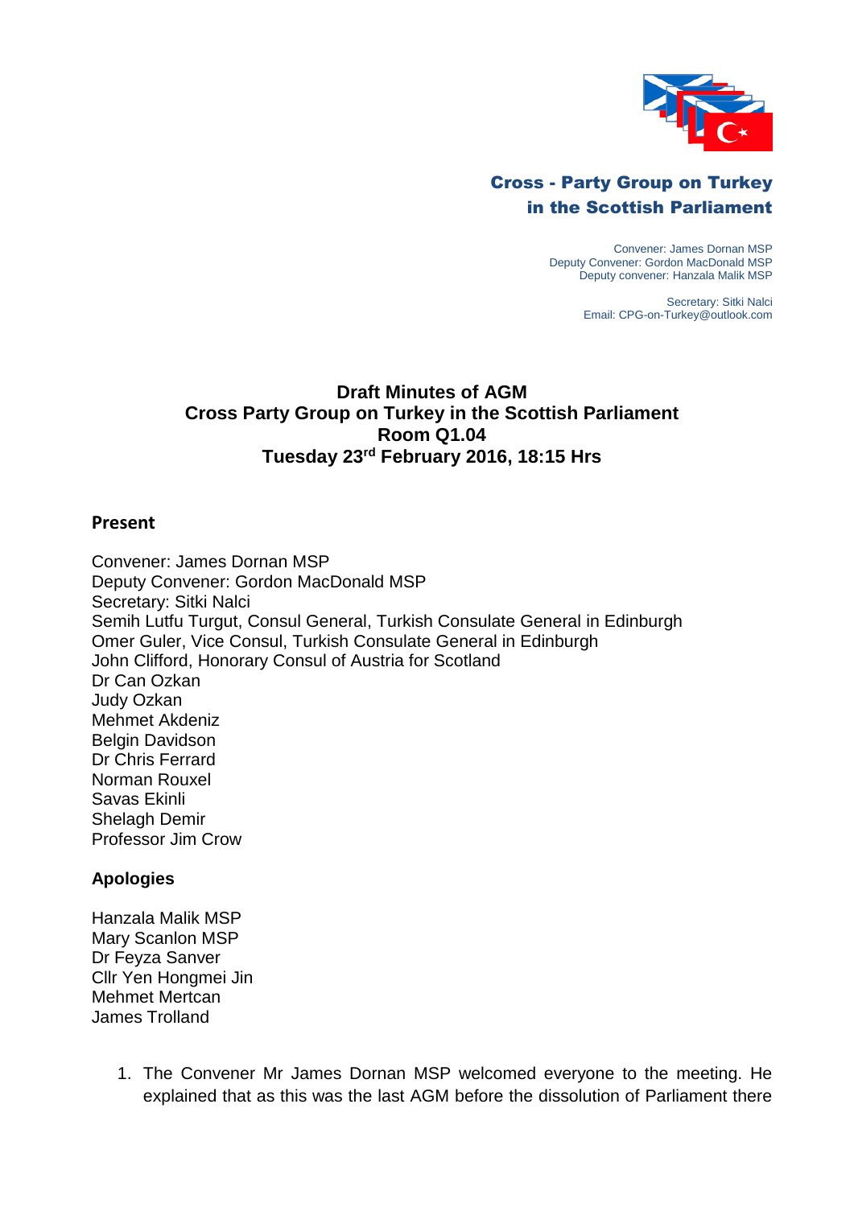**Cross - Party Group on Turkey in the Scottish Parliament**

Convener: James Dornan MSP
Deputy Convener: Gordon MacDonald MSP
Deputy convener: Hanzala Malik MSP

Secretary: Sitki Nalci
Email: CPG-on-Turkey@outlook.com

# Draft Minutes of AGM
# Cross Party Group on Turkey in the Scottish Parliament
# Room Q1.04
# Tuesday 23rd February 2016, 18:15 Hrs

## Present

Convener: James Dornan MSP
Deputy Convener: Gordon MacDonald MSP
Secretary: Sitki Nalci
Semih Lutfu Turgut, Consul General, Turkish Consulate General in Edinburgh
Omer Guler, Vice Consul, Turkish Consulate General in Edinburgh
John Clifford, Honorary Consul of Austria for Scotland
Dr Can Ozkan
Judy Ozkan
Mehmet Akdeniz
Belgin Davidson
Dr Chris Ferrard
Norman Rouxel
Savas Ekinli
Shelagh Demir
Professor Jim Crow

## Apologies

Hanzala Malik MSP
Mary Scanlon MSP
Dr Feyza Sanver
Cllr Yen Hongmei Jin
Mehmet Mertcan
James Trolland

1. The Convener Mr James Dornan MSP welcomed everyone to the meeting. He explained that as this was the last AGM before the dissolution of Parliament there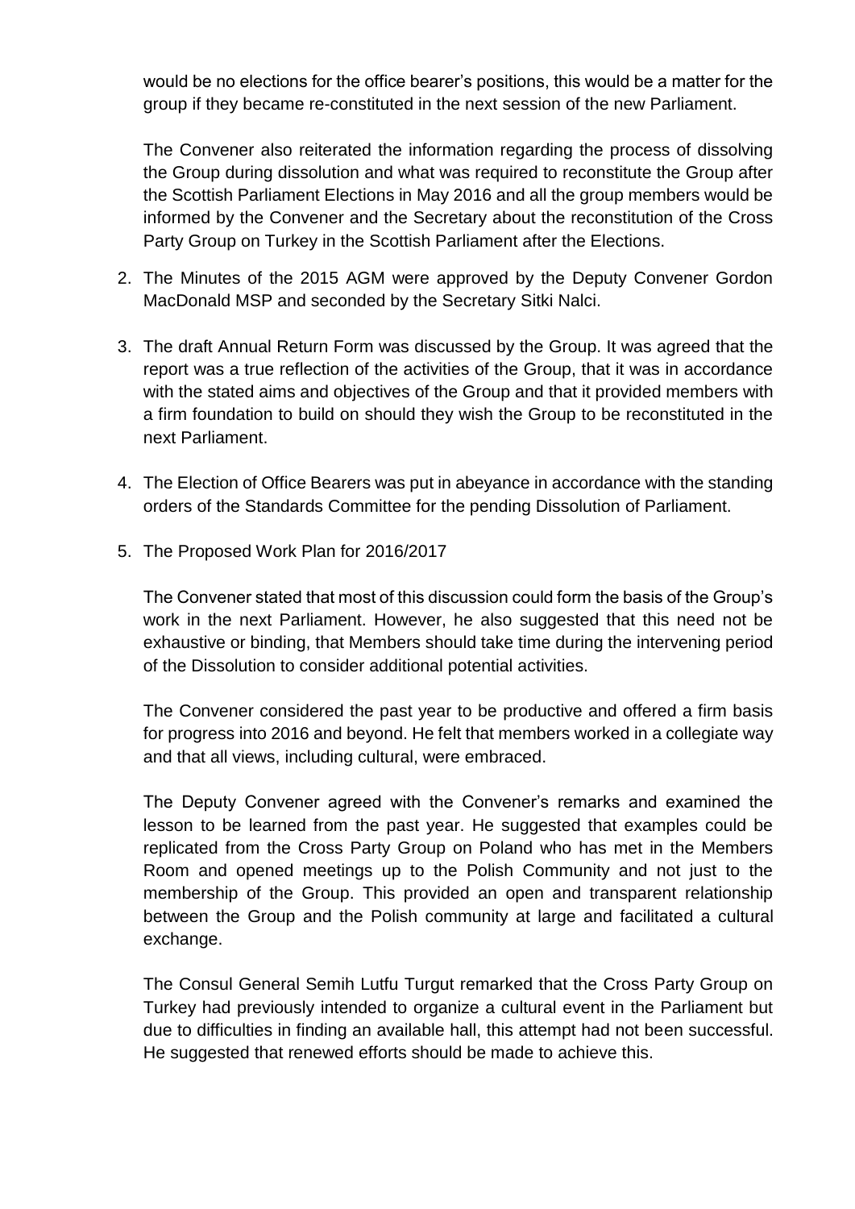would be no elections for the office bearer's positions, this would be a matter for the group if they became re-constituted in the next session of the new Parliament.

The Convener also reiterated the information regarding the process of dissolving the Group during dissolution and what was required to reconstitute the Group after the Scottish Parliament Elections in May 2016 and all the group members would be informed by the Convener and the Secretary about the reconstitution of the Cross Party Group on Turkey in the Scottish Parliament after the Elections.

2. The Minutes of the 2015 AGM were approved by the Deputy Convener Gordon MacDonald MSP and seconded by the Secretary Sitki Nalci.

3. The draft Annual Return Form was discussed by the Group. It was agreed that the report was a true reflection of the activities of the Group, that it was in accordance with the stated aims and objectives of the Group and that it provided members with a firm foundation to build on should they wish the Group to be reconstituted in the next Parliament.

4. The Election of Office Bearers was put in abeyance in accordance with the standing orders of the Standards Committee for the pending Dissolution of Parliament.

5. The Proposed Work Plan for 2016/2017

   The Convener stated that most of this discussion could form the basis of the Group's work in the next Parliament. However, he also suggested that this need not be exhaustive or binding, that Members should take time during the intervening period of the Dissolution to consider additional potential activities.

   The Convener considered the past year to be productive and offered a firm basis for progress into 2016 and beyond. He felt that members worked in a collegiate way and that all views, including cultural, were embraced.

   The Deputy Convener agreed with the Convener's remarks and examined the lesson to be learned from the past year. He suggested that examples could be replicated from the Cross Party Group on Poland who has met in the Members Room and opened meetings up to the Polish Community and not just to the membership of the Group. This provided an open and transparent relationship between the Group and the Polish community at large and facilitated a cultural exchange.

   The Consul General Semih Lutfu Turgut remarked that the Cross Party Group on Turkey had previously intended to organize a cultural event in the Parliament but due to difficulties in finding an available hall, this attempt had not been successful. He suggested that renewed efforts should be made to achieve this.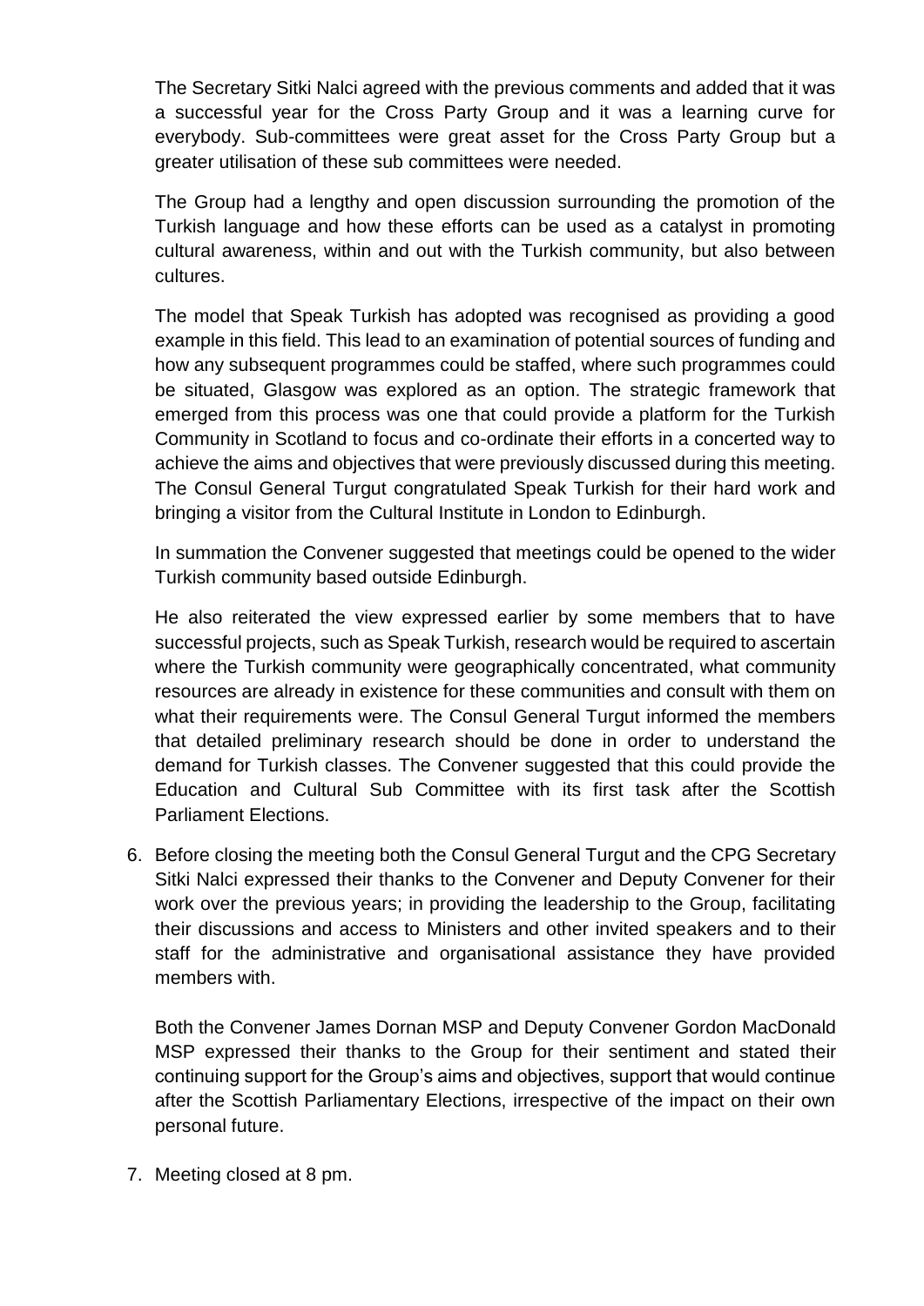The Secretary Sitki Nalci agreed with the previous comments and added that it was a successful year for the Cross Party Group and it was a learning curve for everybody. Sub-committees were great asset for the Cross Party Group but a greater utilisation of these sub committees were needed.

The Group had a lengthy and open discussion surrounding the promotion of the Turkish language and how these efforts can be used as a catalyst in promoting cultural awareness, within and out with the Turkish community, but also between cultures.

The model that Speak Turkish has adopted was recognised as providing a good example in this field. This lead to an examination of potential sources of funding and how any subsequent programmes could be staffed, where such programmes could be situated, Glasgow was explored as an option. The strategic framework that emerged from this process was one that could provide a platform for the Turkish Community in Scotland to focus and co-ordinate their efforts in a concerted way to achieve the aims and objectives that were previously discussed during this meeting. The Consul General Turgut congratulated Speak Turkish for their hard work and bringing a visitor from the Cultural Institute in London to Edinburgh.

In summation the Convener suggested that meetings could be opened to the wider Turkish community based outside Edinburgh.

He also reiterated the view expressed earlier by some members that to have successful projects, such as Speak Turkish, research would be required to ascertain where the Turkish community were geographically concentrated, what community resources are already in existence for these communities and consult with them on what their requirements were. The Consul General Turgut informed the members that detailed preliminary research should be done in order to understand the demand for Turkish classes. The Convener suggested that this could provide the Education and Cultural Sub Committee with its first task after the Scottish Parliament Elections.

6. Before closing the meeting both the Consul General Turgut and the CPG Secretary Sitki Nalci expressed their thanks to the Convener and Deputy Convener for their work over the previous years; in providing the leadership to the Group, facilitating their discussions and access to Ministers and other invited speakers and to their staff for the administrative and organisational assistance they have provided members with.

   Both the Convener James Dornan MSP and Deputy Convener Gordon MacDonald MSP expressed their thanks to the Group for their sentiment and stated their continuing support for the Group's aims and objectives, support that would continue after the Scottish Parliamentary Elections, irrespective of the impact on their own personal future.

7. Meeting closed at 8 pm.